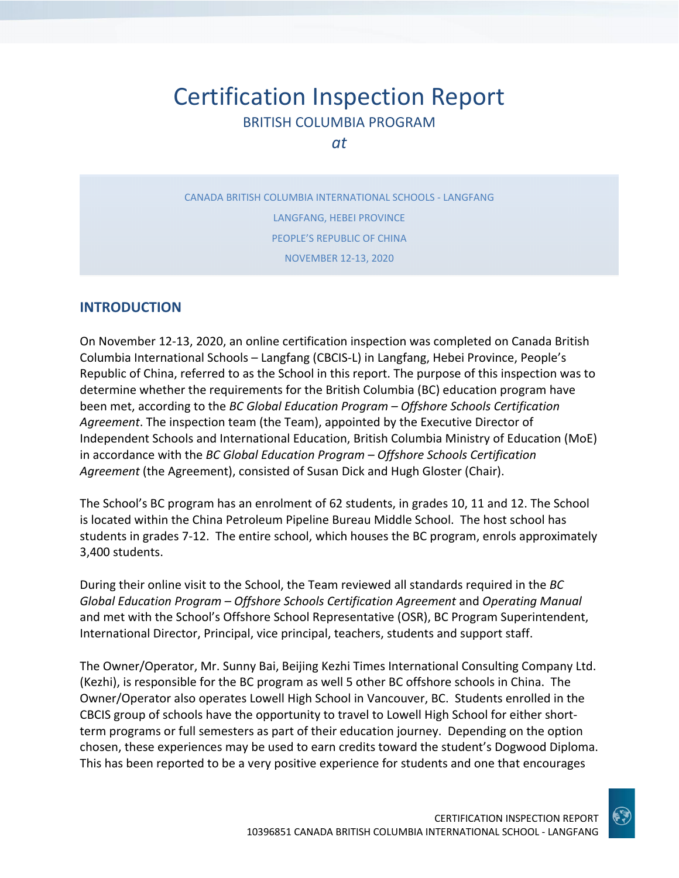# Certification Inspection Report

BRITISH COLUMBIA PROGRAM

*at*

CANADA BRITISH COLUMBIA INTERNATIONAL SCHOOLS - LANGFANG

LANGFANG, HEBEI PROVINCE

PEOPLE'S REPUBLIC OF CHINA

NOVEMBER 12-13, 2020

## INTRODUCTION

On November 12-13, 2020, an online certification inspection was completed on Canada British Columbia International Schools – Langfang (CBCIS-L) in Langfang, Hebei Province, People's Republic of China, referred to as the School in this report. The purpose of this inspection was to determine whether the requirements for the British Columbia (BC) education program have been met, according to the *BC Global Education Program – Offshore Schools Certification Agreement*. The inspection team (the Team), appointed by the Executive Director of Independent Schools and International Education, British Columbia Ministry of Education (MoE) in accordance with the *BC Global Education Program – Offshore Schools Certification Agreement* (the Agreement), consisted of Susan Dick and Hugh Gloster (Chair).

The School's BC program has an enrolment of 62 students, in grades 10, 11 and 12. The School is located within the China Petroleum Pipeline Bureau Middle School. The host school has students in grades 7-12. The entire school, which houses the BC program, enrols approximately 3,400 students.

During their online visit to the School, the Team reviewed all standards required in the *BC Global Education Program – Offshore Schools Certification Agreement* and *Operating Manual* and met with the School's Offshore School Representative (OSR), BC Program Superintendent, International Director, Principal, vice principal, teachers, students and support staff.

The Owner/Operator, Mr. Sunny Bai, Beijing Kezhi Times International Consulting Company Ltd. (Kezhi), is responsible for the BC program as well 5 other BC offshore schools in China. The Owner/Operator also operates Lowell High School in Vancouver, BC. Students enrolled in the CBCIS group of schools have the opportunity to travel to Lowell High School for either short-term programs or full semesters as part of their education journey. Depending on the option chosen, these experiences may be used to earn credits toward the student's Dogwood Diploma. This has been reported to be a very positive experience for students and one that encourages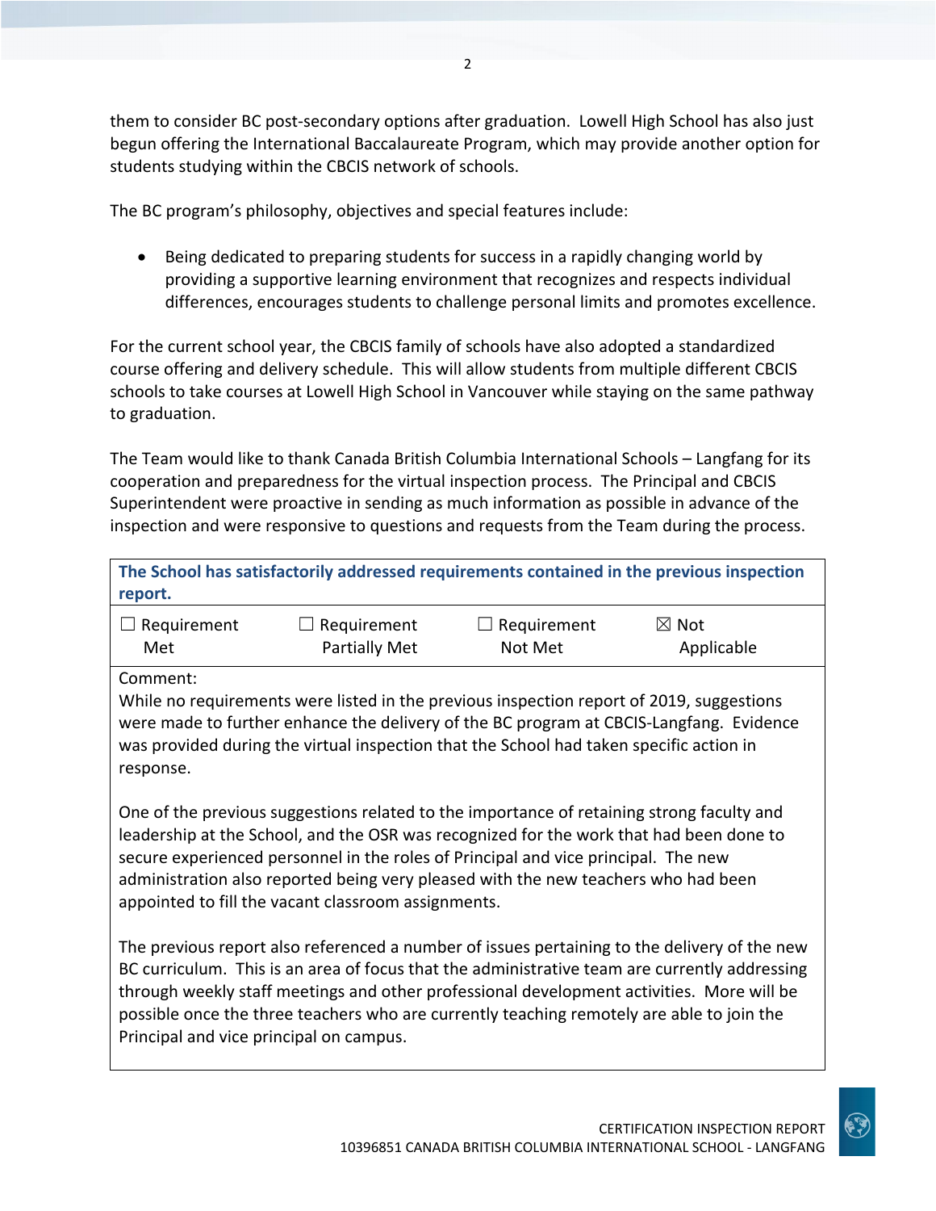them to consider BC post-secondary options after graduation. Lowell High School has also just begun offering the International Baccalaureate Program, which may provide another option for students studying within the CBCIS network of schools.

The BC program's philosophy, objectives and special features include:

- Being dedicated to preparing students for success in a rapidly changing world by providing a supportive learning environment that recognizes and respects individual differences, encourages students to challenge personal limits and promotes excellence.

For the current school year, the CBCIS family of schools have also adopted a standardized course offering and delivery schedule. This will allow students from multiple different CBCIS schools to take courses at Lowell High School in Vancouver while staying on the same pathway to graduation.

The Team would like to thank Canada British Columbia International Schools – Langfang for its cooperation and preparedness for the virtual inspection process. The Principal and CBCIS Superintendent were proactive in sending as much information as possible in advance of the inspection and were responsive to questions and requests from the Team during the process.

| **The School has satisfactorily addressed requirements contained in the previous inspection report.** | | | |
|---|---|---|---|
| ☐ Requirement Met | ☐ Requirement Partially Met | ☐ Requirement Not Met | ☒ Not Applicable |

Comment:
While no requirements were listed in the previous inspection report of 2019, suggestions were made to further enhance the delivery of the BC program at CBCIS-Langfang. Evidence was provided during the virtual inspection that the School had taken specific action in response.

One of the previous suggestions related to the importance of retaining strong faculty and leadership at the School, and the OSR was recognized for the work that had been done to secure experienced personnel in the roles of Principal and vice principal. The new administration also reported being very pleased with the new teachers who had been appointed to fill the vacant classroom assignments.

The previous report also referenced a number of issues pertaining to the delivery of the new BC curriculum. This is an area of focus that the administrative team are currently addressing through weekly staff meetings and other professional development activities. More will be possible once the three teachers who are currently teaching remotely are able to join the Principal and vice principal on campus.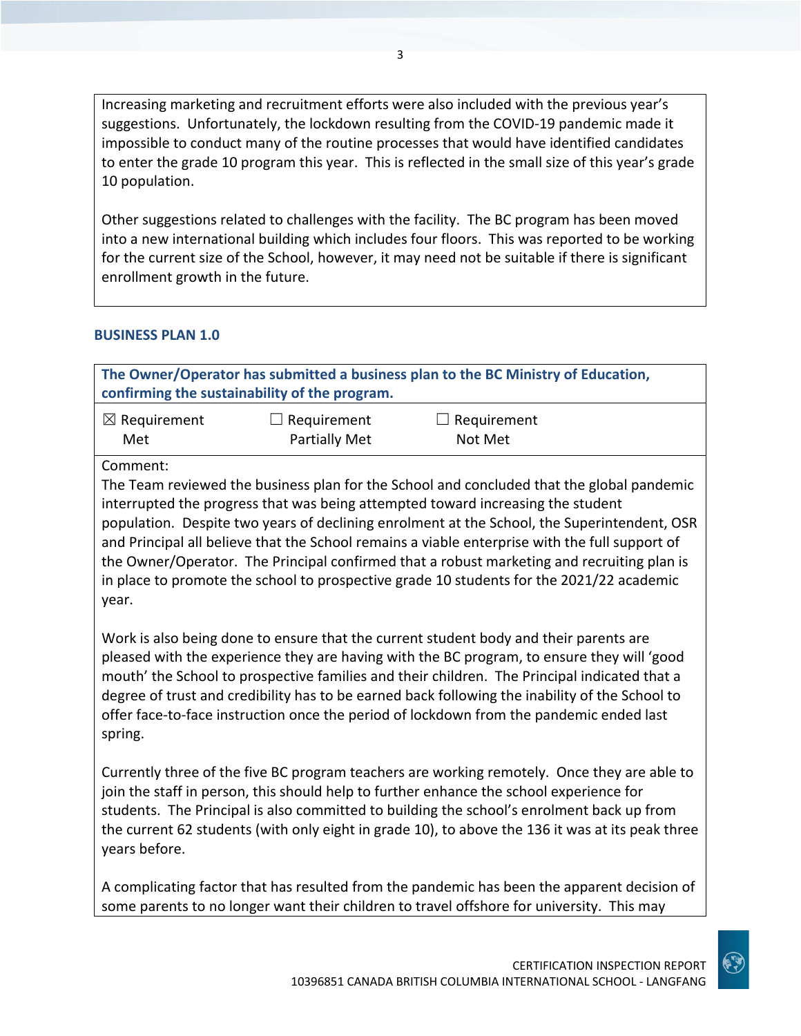Increasing marketing and recruitment efforts were also included with the previous year's suggestions. Unfortunately, the lockdown resulting from the COVID-19 pandemic made it impossible to conduct many of the routine processes that would have identified candidates to enter the grade 10 program this year. This is reflected in the small size of this year's grade 10 population.

Other suggestions related to challenges with the facility. The BC program has been moved into a new international building which includes four floors. This was reported to be working for the current size of the School, however, it may need not be suitable if there is significant enrollment growth in the future.

## BUSINESS PLAN 1.0

**The Owner/Operator has submitted a business plan to the BC Ministry of Education, confirming the sustainability of the program.**

☒ Requirement Met ☐ Requirement Partially Met ☐ Requirement Not Met

Comment:
The Team reviewed the business plan for the School and concluded that the global pandemic interrupted the progress that was being attempted toward increasing the student population. Despite two years of declining enrolment at the School, the Superintendent, OSR and Principal all believe that the School remains a viable enterprise with the full support of the Owner/Operator. The Principal confirmed that a robust marketing and recruiting plan is in place to promote the school to prospective grade 10 students for the 2021/22 academic year.

Work is also being done to ensure that the current student body and their parents are pleased with the experience they are having with the BC program, to ensure they will 'good mouth' the School to prospective families and their children. The Principal indicated that a degree of trust and credibility has to be earned back following the inability of the School to offer face-to-face instruction once the period of lockdown from the pandemic ended last spring.

Currently three of the five BC program teachers are working remotely. Once they are able to join the staff in person, this should help to further enhance the school experience for students. The Principal is also committed to building the school's enrolment back up from the current 62 students (with only eight in grade 10), to above the 136 it was at its peak three years before.

A complicating factor that has resulted from the pandemic has been the apparent decision of some parents to no longer want their children to travel offshore for university. This may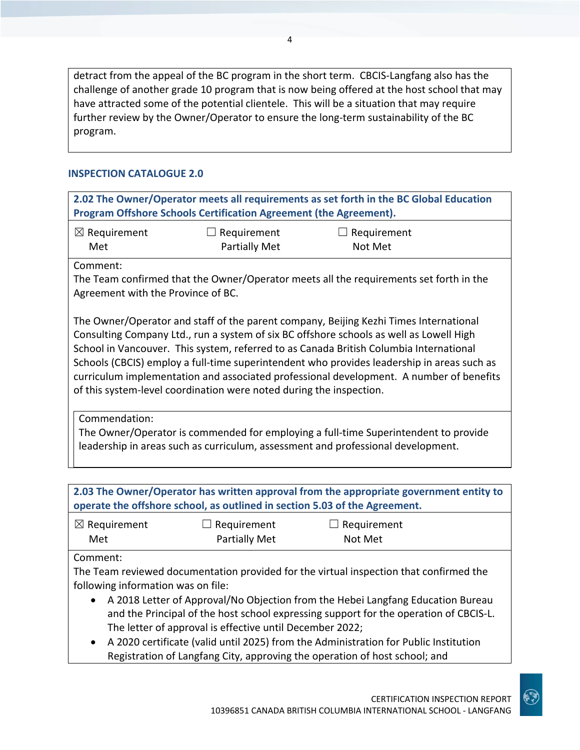detract from the appeal of the BC program in the short term. CBCIS-Langfang also has the challenge of another grade 10 program that is now being offered at the host school that may have attracted some of the potential clientele. This will be a situation that may require further review by the Owner/Operator to ensure the long-term sustainability of the BC program.

## INSPECTION CATALOGUE 2.0

**2.02 The Owner/Operator meets all requirements as set forth in the BC Global Education Program Offshore Schools Certification Agreement (the Agreement).**

☒ Requirement Met ☐ Requirement Partially Met ☐ Requirement Not Met

Comment:
The Team confirmed that the Owner/Operator meets all the requirements set forth in the Agreement with the Province of BC.

The Owner/Operator and staff of the parent company, Beijing Kezhi Times International Consulting Company Ltd., run a system of six BC offshore schools as well as Lowell High School in Vancouver. This system, referred to as Canada British Columbia International Schools (CBCIS) employ a full-time superintendent who provides leadership in areas such as curriculum implementation and associated professional development. A number of benefits of this system-level coordination were noted during the inspection.

Commendation:
The Owner/Operator is commended for employing a full-time Superintendent to provide leadership in areas such as curriculum, assessment and professional development.

**2.03 The Owner/Operator has written approval from the appropriate government entity to operate the offshore school, as outlined in section 5.03 of the Agreement.**

☒ Requirement Met ☐ Requirement Partially Met ☐ Requirement Not Met

Comment:
The Team reviewed documentation provided for the virtual inspection that confirmed the following information was on file:

- A 2018 Letter of Approval/No Objection from the Hebei Langfang Education Bureau and the Principal of the host school expressing support for the operation of CBCIS-L. The letter of approval is effective until December 2022;
- A 2020 certificate (valid until 2025) from the Administration for Public Institution Registration of Langfang City, approving the operation of host school; and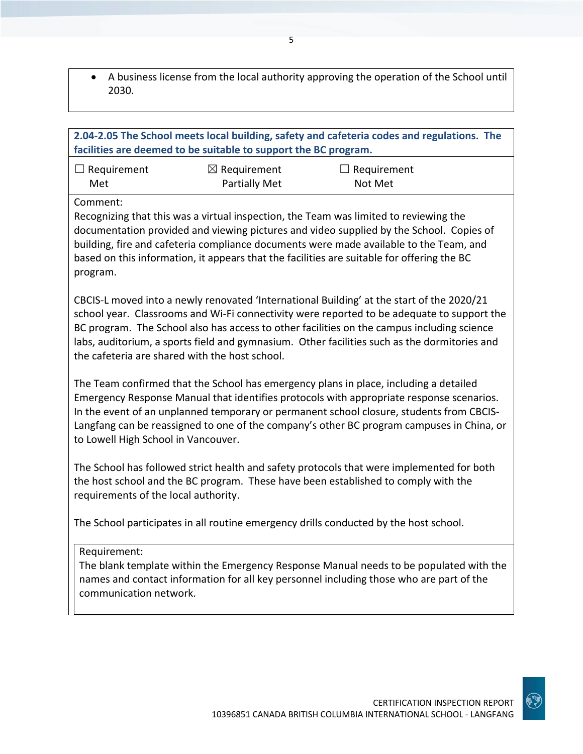- A business license from the local authority approving the operation of the School until 2030.

**2.04-2.05 The School meets local building, safety and cafeteria codes and regulations. The facilities are deemed to be suitable to support the BC program.**

| ☐ Requirement Met | ☒ Requirement Partially Met | ☐ Requirement Not Met |
|---|---|---|

Comment:

Recognizing that this was a virtual inspection, the Team was limited to reviewing the documentation provided and viewing pictures and video supplied by the School. Copies of building, fire and cafeteria compliance documents were made available to the Team, and based on this information, it appears that the facilities are suitable for offering the BC program.

CBCIS-L moved into a newly renovated 'International Building' at the start of the 2020/21 school year. Classrooms and Wi-Fi connectivity were reported to be adequate to support the BC program. The School also has access to other facilities on the campus including science labs, auditorium, a sports field and gymnasium. Other facilities such as the dormitories and the cafeteria are shared with the host school.

The Team confirmed that the School has emergency plans in place, including a detailed Emergency Response Manual that identifies protocols with appropriate response scenarios. In the event of an unplanned temporary or permanent school closure, students from CBCIS-Langfang can be reassigned to one of the company's other BC program campuses in China, or to Lowell High School in Vancouver.

The School has followed strict health and safety protocols that were implemented for both the host school and the BC program. These have been established to comply with the requirements of the local authority.

The School participates in all routine emergency drills conducted by the host school.

Requirement:

The blank template within the Emergency Response Manual needs to be populated with the names and contact information for all key personnel including those who are part of the communication network.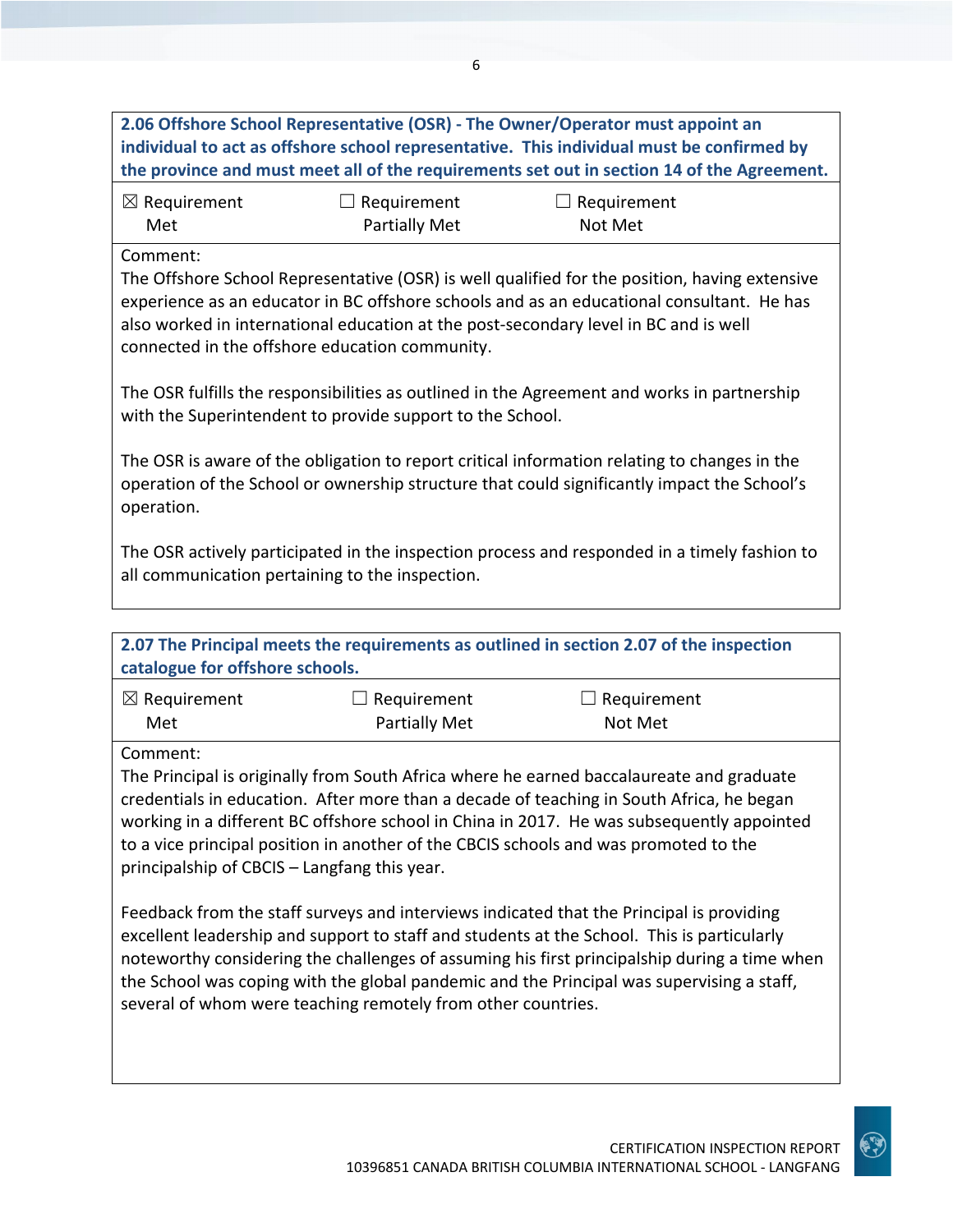**2.06 Offshore School Representative (OSR) - The Owner/Operator must appoint an individual to act as offshore school representative. This individual must be confirmed by the province and must meet all of the requirements set out in section 14 of the Agreement.**

| ☒ Requirement Met | ☐ Requirement Partially Met | ☐ Requirement Not Met |
|---|---|---|

Comment:
The Offshore School Representative (OSR) is well qualified for the position, having extensive experience as an educator in BC offshore schools and as an educational consultant. He has also worked in international education at the post-secondary level in BC and is well connected in the offshore education community.

The OSR fulfills the responsibilities as outlined in the Agreement and works in partnership with the Superintendent to provide support to the School.

The OSR is aware of the obligation to report critical information relating to changes in the operation of the School or ownership structure that could significantly impact the School's operation.

The OSR actively participated in the inspection process and responded in a timely fashion to all communication pertaining to the inspection.

**2.07 The Principal meets the requirements as outlined in section 2.07 of the inspection catalogue for offshore schools.**

| ☒ Requirement Met | ☐ Requirement Partially Met | ☐ Requirement Not Met |
|---|---|---|

Comment:
The Principal is originally from South Africa where he earned baccalaureate and graduate credentials in education. After more than a decade of teaching in South Africa, he began working in a different BC offshore school in China in 2017. He was subsequently appointed to a vice principal position in another of the CBCIS schools and was promoted to the principalship of CBCIS – Langfang this year.

Feedback from the staff surveys and interviews indicated that the Principal is providing excellent leadership and support to staff and students at the School. This is particularly noteworthy considering the challenges of assuming his first principalship during a time when the School was coping with the global pandemic and the Principal was supervising a staff, several of whom were teaching remotely from other countries.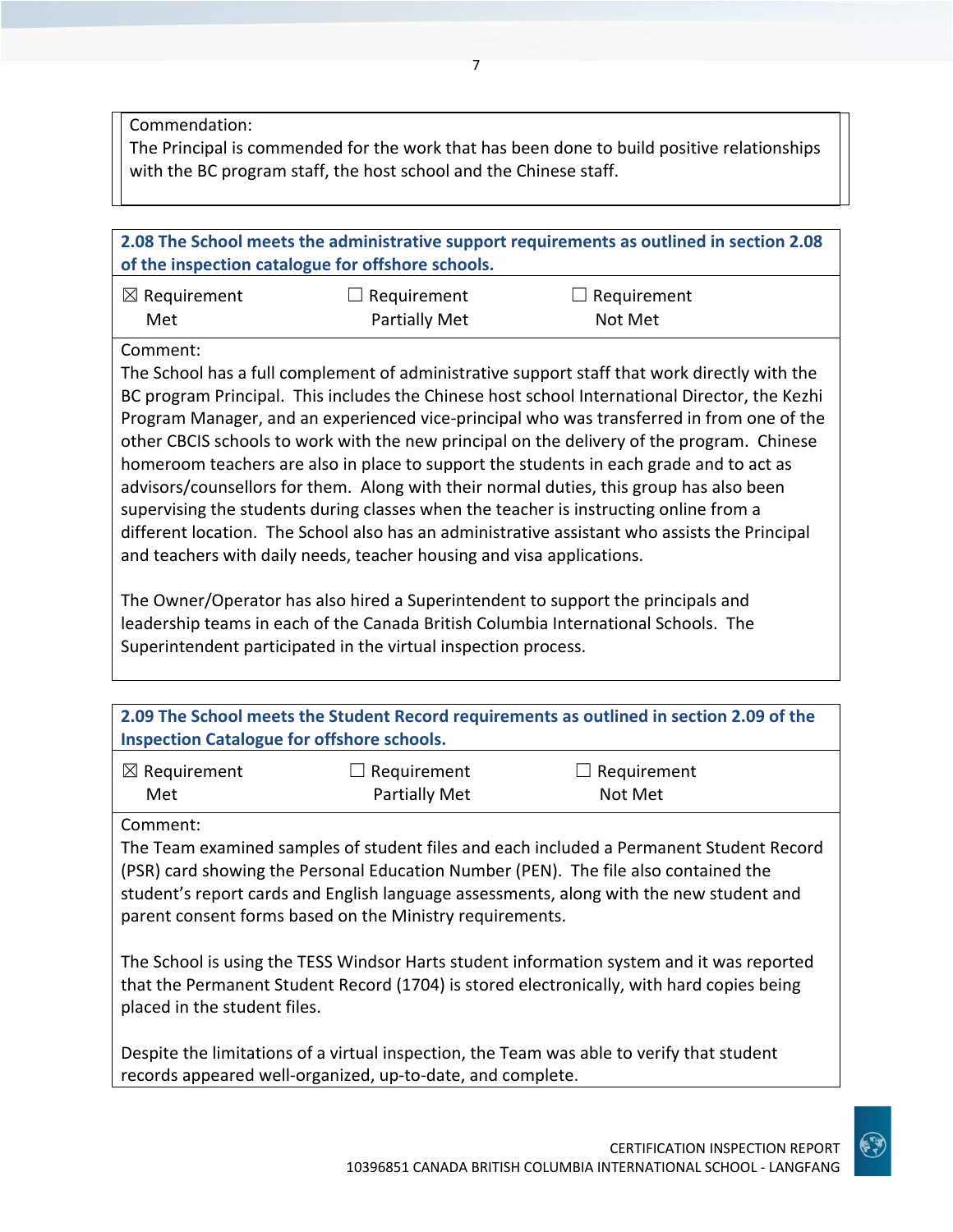Commendation:
The Principal is commended for the work that has been done to build positive relationships with the BC program staff, the host school and the Chinese staff.

**2.08 The School meets the administrative support requirements as outlined in section 2.08 of the inspection catalogue for offshore schools.**

| ☒ Requirement Met | ☐ Requirement Partially Met | ☐ Requirement Not Met |
|---|---|---|

Comment:
The School has a full complement of administrative support staff that work directly with the BC program Principal. This includes the Chinese host school International Director, the Kezhi Program Manager, and an experienced vice-principal who was transferred in from one of the other CBCIS schools to work with the new principal on the delivery of the program. Chinese homeroom teachers are also in place to support the students in each grade and to act as advisors/counsellors for them. Along with their normal duties, this group has also been supervising the students during classes when the teacher is instructing online from a different location. The School also has an administrative assistant who assists the Principal and teachers with daily needs, teacher housing and visa applications.

The Owner/Operator has also hired a Superintendent to support the principals and leadership teams in each of the Canada British Columbia International Schools. The Superintendent participated in the virtual inspection process.

**2.09 The School meets the Student Record requirements as outlined in section 2.09 of the Inspection Catalogue for offshore schools.**

| ☒ Requirement Met | ☐ Requirement Partially Met | ☐ Requirement Not Met |
|---|---|---|

Comment:
The Team examined samples of student files and each included a Permanent Student Record (PSR) card showing the Personal Education Number (PEN). The file also contained the student's report cards and English language assessments, along with the new student and parent consent forms based on the Ministry requirements.

The School is using the TESS Windsor Harts student information system and it was reported that the Permanent Student Record (1704) is stored electronically, with hard copies being placed in the student files.

Despite the limitations of a virtual inspection, the Team was able to verify that student records appeared well-organized, up-to-date, and complete.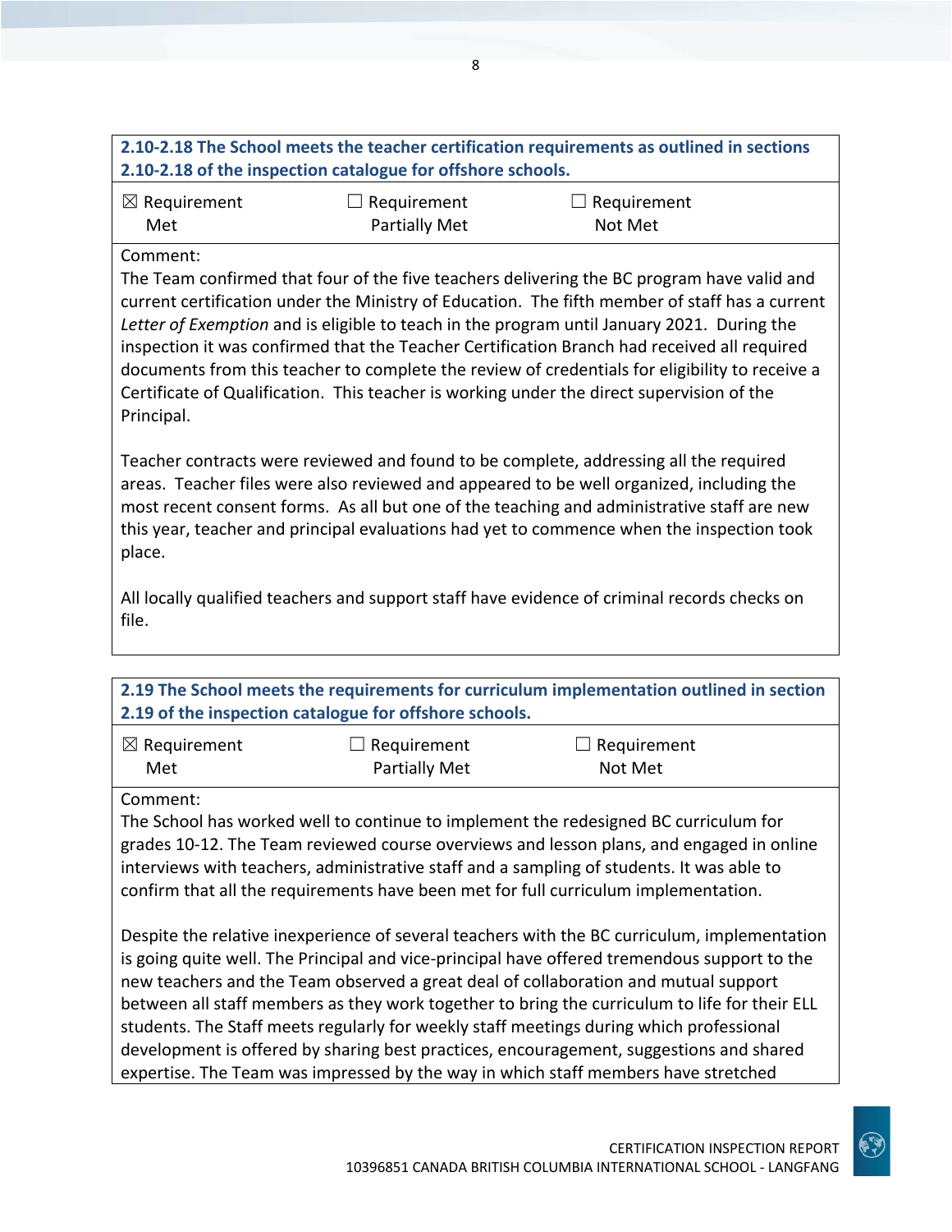**2.10-2.18 The School meets the teacher certification requirements as outlined in sections 2.10-2.18 of the inspection catalogue for offshore schools.**

| ☒ Requirement Met | ☐ Requirement Partially Met | ☐ Requirement Not Met |
|---|---|---|

Comment:

The Team confirmed that four of the five teachers delivering the BC program have valid and current certification under the Ministry of Education. The fifth member of staff has a current *Letter of Exemption* and is eligible to teach in the program until January 2021. During the inspection it was confirmed that the Teacher Certification Branch had received all required documents from this teacher to complete the review of credentials for eligibility to receive a Certificate of Qualification. This teacher is working under the direct supervision of the Principal.

Teacher contracts were reviewed and found to be complete, addressing all the required areas. Teacher files were also reviewed and appeared to be well organized, including the most recent consent forms. As all but one of the teaching and administrative staff are new this year, teacher and principal evaluations had yet to commence when the inspection took place.

All locally qualified teachers and support staff have evidence of criminal records checks on file.

**2.19 The School meets the requirements for curriculum implementation outlined in section 2.19 of the inspection catalogue for offshore schools.**

| ☒ Requirement Met | ☐ Requirement Partially Met | ☐ Requirement Not Met |
|---|---|---|

Comment:

The School has worked well to continue to implement the redesigned BC curriculum for grades 10-12. The Team reviewed course overviews and lesson plans, and engaged in online interviews with teachers, administrative staff and a sampling of students. It was able to confirm that all the requirements have been met for full curriculum implementation.

Despite the relative inexperience of several teachers with the BC curriculum, implementation is going quite well. The Principal and vice-principal have offered tremendous support to the new teachers and the Team observed a great deal of collaboration and mutual support between all staff members as they work together to bring the curriculum to life for their ELL students. The Staff meets regularly for weekly staff meetings during which professional development is offered by sharing best practices, encouragement, suggestions and shared expertise. The Team was impressed by the way in which staff members have stretched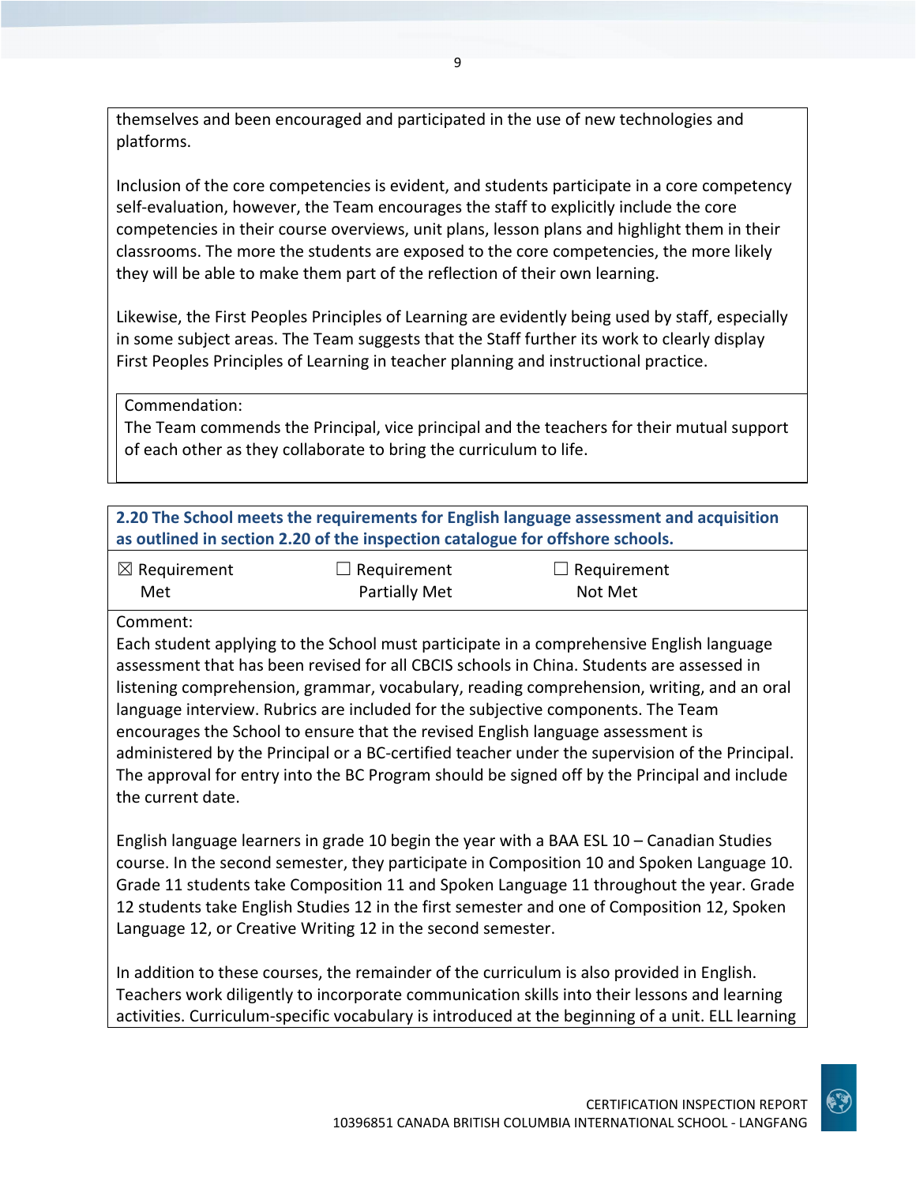themselves and been encouraged and participated in the use of new technologies and platforms.

Inclusion of the core competencies is evident, and students participate in a core competency self-evaluation, however, the Team encourages the staff to explicitly include the core competencies in their course overviews, unit plans, lesson plans and highlight them in their classrooms. The more the students are exposed to the core competencies, the more likely they will be able to make them part of the reflection of their own learning.

Likewise, the First Peoples Principles of Learning are evidently being used by staff, especially in some subject areas. The Team suggests that the Staff further its work to clearly display First Peoples Principles of Learning in teacher planning and instructional practice.

Commendation:
The Team commends the Principal, vice principal and the teachers for their mutual support of each other as they collaborate to bring the curriculum to life.

**2.20 The School meets the requirements for English language assessment and acquisition as outlined in section 2.20 of the inspection catalogue for offshore schools.**

☒ Requirement Met ☐ Requirement Partially Met ☐ Requirement Not Met

Comment:
Each student applying to the School must participate in a comprehensive English language assessment that has been revised for all CBCIS schools in China. Students are assessed in listening comprehension, grammar, vocabulary, reading comprehension, writing, and an oral language interview. Rubrics are included for the subjective components. The Team encourages the School to ensure that the revised English language assessment is administered by the Principal or a BC-certified teacher under the supervision of the Principal. The approval for entry into the BC Program should be signed off by the Principal and include the current date.

English language learners in grade 10 begin the year with a BAA ESL 10 – Canadian Studies course. In the second semester, they participate in Composition 10 and Spoken Language 10. Grade 11 students take Composition 11 and Spoken Language 11 throughout the year. Grade 12 students take English Studies 12 in the first semester and one of Composition 12, Spoken Language 12, or Creative Writing 12 in the second semester.

In addition to these courses, the remainder of the curriculum is also provided in English. Teachers work diligently to incorporate communication skills into their lessons and learning activities. Curriculum-specific vocabulary is introduced at the beginning of a unit. ELL learning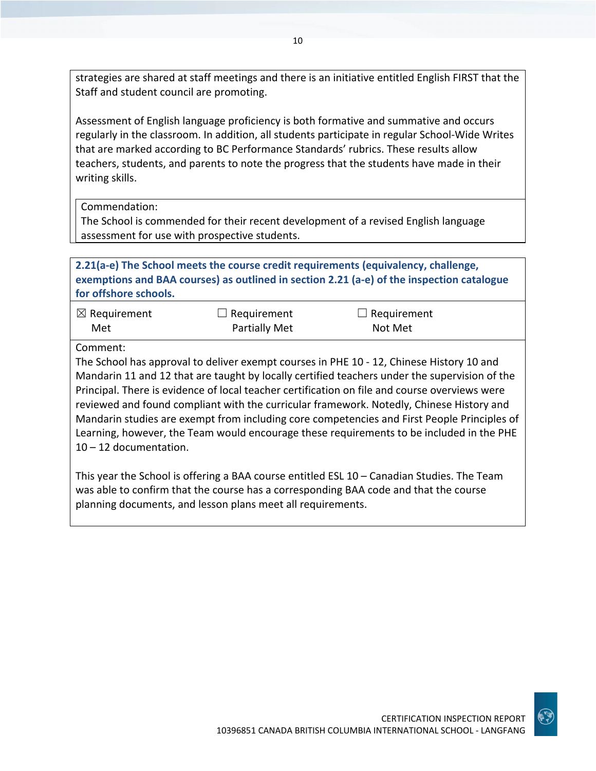strategies are shared at staff meetings and there is an initiative entitled English FIRST that the Staff and student council are promoting.

Assessment of English language proficiency is both formative and summative and occurs regularly in the classroom. In addition, all students participate in regular School-Wide Writes that are marked according to BC Performance Standards' rubrics. These results allow teachers, students, and parents to note the progress that the students have made in their writing skills.

Commendation:
The School is commended for their recent development of a revised English language assessment for use with prospective students.

**2.21(a-e) The School meets the course credit requirements (equivalency, challenge, exemptions and BAA courses) as outlined in section 2.21 (a-e) of the inspection catalogue for offshore schools.**

| ☒ Requirement Met | ☐ Requirement Partially Met | ☐ Requirement Not Met |
|---|---|---|

Comment:
The School has approval to deliver exempt courses in PHE 10 - 12, Chinese History 10 and Mandarin 11 and 12 that are taught by locally certified teachers under the supervision of the Principal. There is evidence of local teacher certification on file and course overviews were reviewed and found compliant with the curricular framework. Notedly, Chinese History and Mandarin studies are exempt from including core competencies and First People Principles of Learning, however, the Team would encourage these requirements to be included in the PHE 10 – 12 documentation.

This year the School is offering a BAA course entitled ESL 10 – Canadian Studies. The Team was able to confirm that the course has a corresponding BAA code and that the course planning documents, and lesson plans meet all requirements.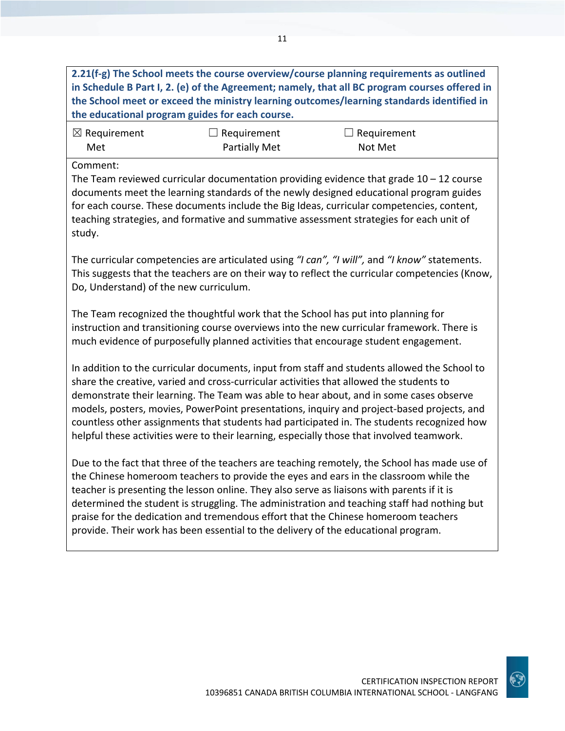**2.21(f-g) The School meets the course overview/course planning requirements as outlined in Schedule B Part I, 2. (e) of the Agreement; namely, that all BC program courses offered in the School meet or exceed the ministry learning outcomes/learning standards identified in the educational program guides for each course.**

| ☒ Requirement Met | ☐ Requirement Partially Met | ☐ Requirement Not Met |
|---|---|---|

Comment:

The Team reviewed curricular documentation providing evidence that grade 10 – 12 course documents meet the learning standards of the newly designed educational program guides for each course. These documents include the Big Ideas, curricular competencies, content, teaching strategies, and formative and summative assessment strategies for each unit of study.

The curricular competencies are articulated using *"I can", "I will",* and *"I know"* statements. This suggests that the teachers are on their way to reflect the curricular competencies (Know, Do, Understand) of the new curriculum.

The Team recognized the thoughtful work that the School has put into planning for instruction and transitioning course overviews into the new curricular framework. There is much evidence of purposefully planned activities that encourage student engagement.

In addition to the curricular documents, input from staff and students allowed the School to share the creative, varied and cross-curricular activities that allowed the students to demonstrate their learning. The Team was able to hear about, and in some cases observe models, posters, movies, PowerPoint presentations, inquiry and project-based projects, and countless other assignments that students had participated in. The students recognized how helpful these activities were to their learning, especially those that involved teamwork.

Due to the fact that three of the teachers are teaching remotely, the School has made use of the Chinese homeroom teachers to provide the eyes and ears in the classroom while the teacher is presenting the lesson online. They also serve as liaisons with parents if it is determined the student is struggling. The administration and teaching staff had nothing but praise for the dedication and tremendous effort that the Chinese homeroom teachers provide. Their work has been essential to the delivery of the educational program.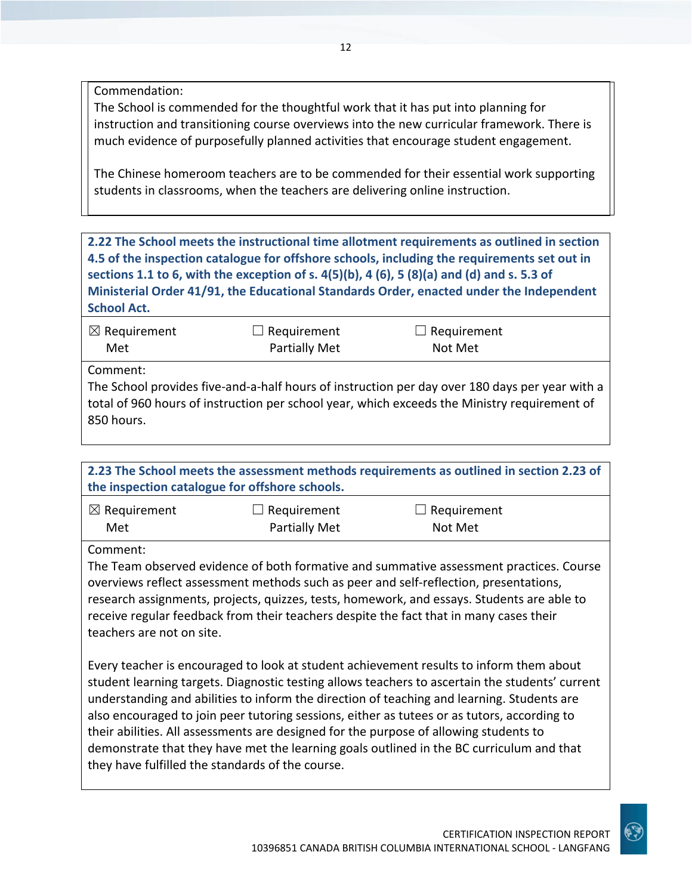Commendation:
The School is commended for the thoughtful work that it has put into planning for instruction and transitioning course overviews into the new curricular framework. There is much evidence of purposefully planned activities that encourage student engagement.

The Chinese homeroom teachers are to be commended for their essential work supporting students in classrooms, when the teachers are delivering online instruction.

**2.22 The School meets the instructional time allotment requirements as outlined in section 4.5 of the inspection catalogue for offshore schools, including the requirements set out in sections 1.1 to 6, with the exception of s. 4(5)(b), 4 (6), 5 (8)(a) and (d) and s. 5.3 of Ministerial Order 41/91, the Educational Standards Order, enacted under the Independent School Act.**

| ☒ Requirement Met | ☐ Requirement Partially Met | ☐ Requirement Not Met |
|---|---|---|

Comment:
The School provides five-and-a-half hours of instruction per day over 180 days per year with a total of 960 hours of instruction per school year, which exceeds the Ministry requirement of 850 hours.

**2.23 The School meets the assessment methods requirements as outlined in section 2.23 of the inspection catalogue for offshore schools.**

| ☒ Requirement Met | ☐ Requirement Partially Met | ☐ Requirement Not Met |
|---|---|---|

Comment:
The Team observed evidence of both formative and summative assessment practices. Course overviews reflect assessment methods such as peer and self-reflection, presentations, research assignments, projects, quizzes, tests, homework, and essays. Students are able to receive regular feedback from their teachers despite the fact that in many cases their teachers are not on site.

Every teacher is encouraged to look at student achievement results to inform them about student learning targets. Diagnostic testing allows teachers to ascertain the students' current understanding and abilities to inform the direction of teaching and learning. Students are also encouraged to join peer tutoring sessions, either as tutees or as tutors, according to their abilities. All assessments are designed for the purpose of allowing students to demonstrate that they have met the learning goals outlined in the BC curriculum and that they have fulfilled the standards of the course.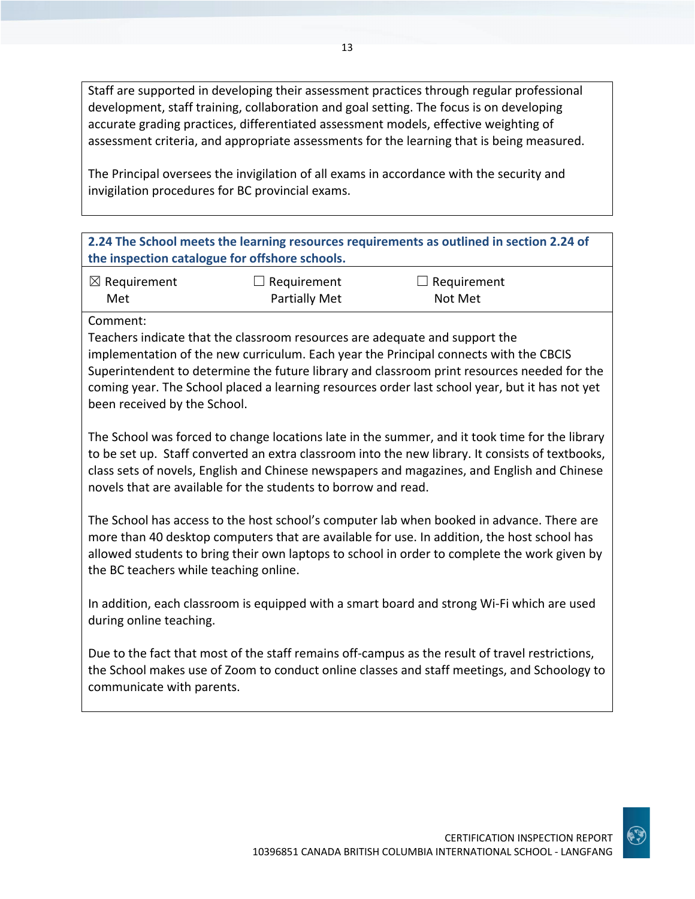Staff are supported in developing their assessment practices through regular professional development, staff training, collaboration and goal setting. The focus is on developing accurate grading practices, differentiated assessment models, effective weighting of assessment criteria, and appropriate assessments for the learning that is being measured.

The Principal oversees the invigilation of all exams in accordance with the security and invigilation procedures for BC provincial exams.

**2.24 The School meets the learning resources requirements as outlined in section 2.24 of the inspection catalogue for offshore schools.**

| ☒ Requirement Met | ☐ Requirement Partially Met | ☐ Requirement Not Met |
|---|---|---|

Comment:

Teachers indicate that the classroom resources are adequate and support the implementation of the new curriculum. Each year the Principal connects with the CBCIS Superintendent to determine the future library and classroom print resources needed for the coming year. The School placed a learning resources order last school year, but it has not yet been received by the School.

The School was forced to change locations late in the summer, and it took time for the library to be set up. Staff converted an extra classroom into the new library. It consists of textbooks, class sets of novels, English and Chinese newspapers and magazines, and English and Chinese novels that are available for the students to borrow and read.

The School has access to the host school's computer lab when booked in advance. There are more than 40 desktop computers that are available for use. In addition, the host school has allowed students to bring their own laptops to school in order to complete the work given by the BC teachers while teaching online.

In addition, each classroom is equipped with a smart board and strong Wi-Fi which are used during online teaching.

Due to the fact that most of the staff remains off-campus as the result of travel restrictions, the School makes use of Zoom to conduct online classes and staff meetings, and Schoology to communicate with parents.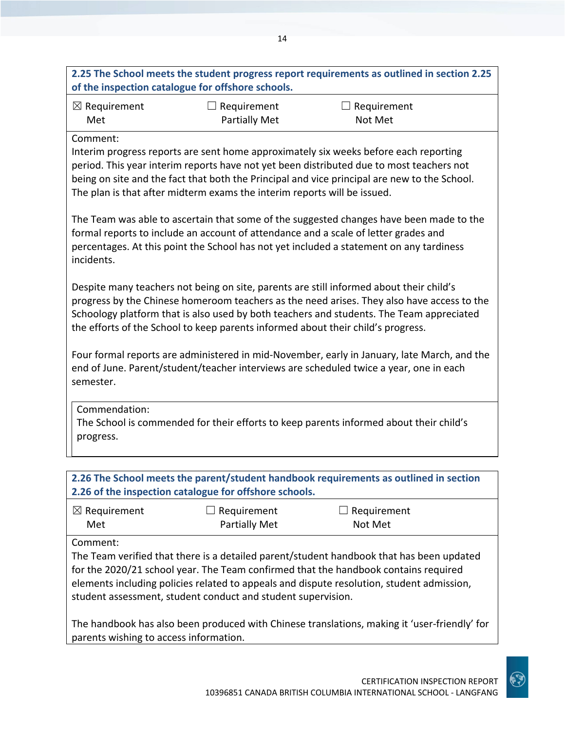**2.25 The School meets the student progress report requirements as outlined in section 2.25 of the inspection catalogue for offshore schools.**

| ☒ Requirement Met | ☐ Requirement Partially Met | ☐ Requirement Not Met |
|---|---|---|

Comment:

Interim progress reports are sent home approximately six weeks before each reporting period. This year interim reports have not yet been distributed due to most teachers not being on site and the fact that both the Principal and vice principal are new to the School. The plan is that after midterm exams the interim reports will be issued.

The Team was able to ascertain that some of the suggested changes have been made to the formal reports to include an account of attendance and a scale of letter grades and percentages. At this point the School has not yet included a statement on any tardiness incidents.

Despite many teachers not being on site, parents are still informed about their child's progress by the Chinese homeroom teachers as the need arises. They also have access to the Schoology platform that is also used by both teachers and students. The Team appreciated the efforts of the School to keep parents informed about their child's progress.

Four formal reports are administered in mid-November, early in January, late March, and the end of June. Parent/student/teacher interviews are scheduled twice a year, one in each semester.

Commendation:

The School is commended for their efforts to keep parents informed about their child's progress.

**2.26 The School meets the parent/student handbook requirements as outlined in section 2.26 of the inspection catalogue for offshore schools.**

| ☒ Requirement Met | ☐ Requirement Partially Met | ☐ Requirement Not Met |
|---|---|---|

Comment:

The Team verified that there is a detailed parent/student handbook that has been updated for the 2020/21 school year. The Team confirmed that the handbook contains required elements including policies related to appeals and dispute resolution, student admission, student assessment, student conduct and student supervision.

The handbook has also been produced with Chinese translations, making it 'user-friendly' for parents wishing to access information.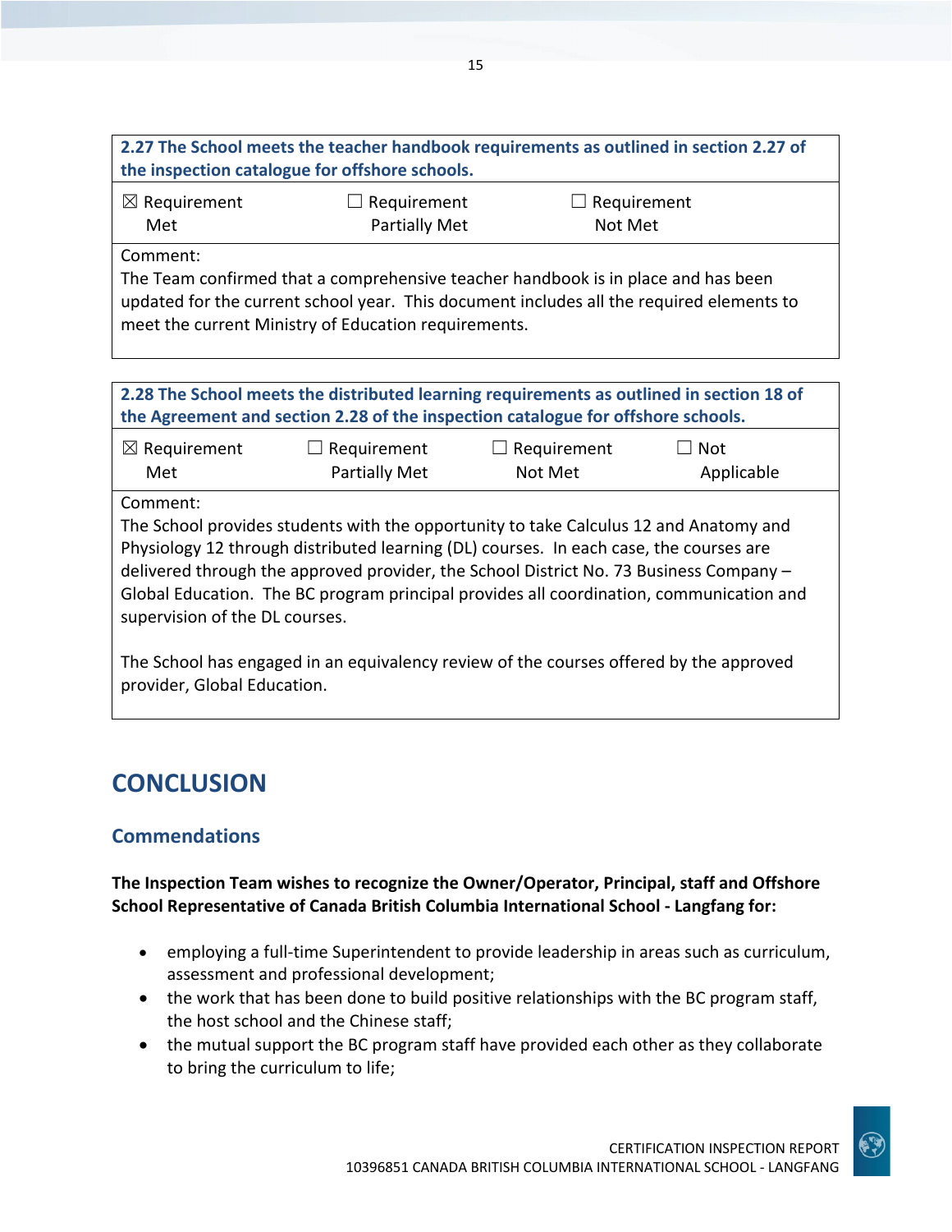| 2.27 The School meets the teacher handbook requirements as outlined in section 2.27 of the inspection catalogue for offshore schools. | | |
|---|---|---|
| ☒ Requirement Met | ☐ Requirement Partially Met | ☐ Requirement Not Met |
| Comment:<br>The Team confirmed that a comprehensive teacher handbook is in place and has been updated for the current school year. This document includes all the required elements to meet the current Ministry of Education requirements. | | |

| 2.28 The School meets the distributed learning requirements as outlined in section 18 of the Agreement and section 2.28 of the inspection catalogue for offshore schools. | | | |
|---|---|---|---|
| ☒ Requirement Met | ☐ Requirement Partially Met | ☐ Requirement Not Met | ☐ Not Applicable |
| Comment:<br>The School provides students with the opportunity to take Calculus 12 and Anatomy and Physiology 12 through distributed learning (DL) courses. In each case, the courses are delivered through the approved provider, the School District No. 73 Business Company – Global Education. The BC program principal provides all coordination, communication and supervision of the DL courses.<br><br>The School has engaged in an equivalency review of the courses offered by the approved provider, Global Education. | | | |

# CONCLUSION

## Commendations

**The Inspection Team wishes to recognize the Owner/Operator, Principal, staff and Offshore School Representative of Canada British Columbia International School - Langfang for:**

- employing a full-time Superintendent to provide leadership in areas such as curriculum, assessment and professional development;
- the work that has been done to build positive relationships with the BC program staff, the host school and the Chinese staff;
- the mutual support the BC program staff have provided each other as they collaborate to bring the curriculum to life;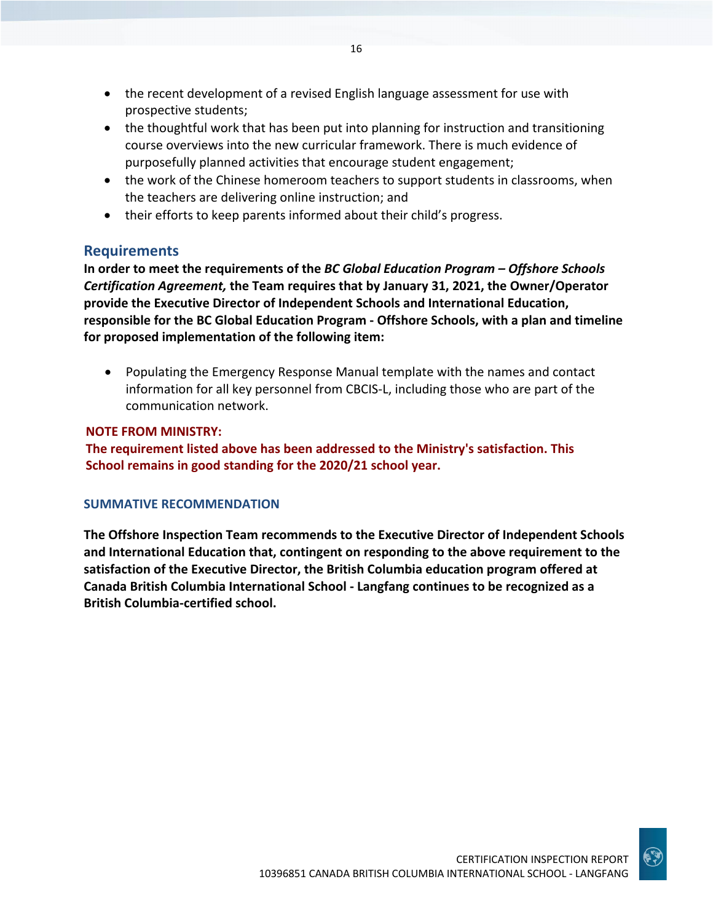- the recent development of a revised English language assessment for use with prospective students;
- the thoughtful work that has been put into planning for instruction and transitioning course overviews into the new curricular framework. There is much evidence of purposefully planned activities that encourage student engagement;
- the work of the Chinese homeroom teachers to support students in classrooms, when the teachers are delivering online instruction; and
- their efforts to keep parents informed about their child's progress.

## Requirements

**In order to meet the requirements of the *BC Global Education Program – Offshore Schools Certification Agreement,* the Team requires that by January 31, 2021, the Owner/Operator provide the Executive Director of Independent Schools and International Education, responsible for the BC Global Education Program - Offshore Schools, with a plan and timeline for proposed implementation of the following item:**

- Populating the Emergency Response Manual template with the names and contact information for all key personnel from CBCIS-L, including those who are part of the communication network.

**NOTE FROM MINISTRY:**
**The requirement listed above has been addressed to the Ministry's satisfaction. This School remains in good standing for the 2020/21 school year.**

### SUMMATIVE RECOMMENDATION

**The Offshore Inspection Team recommends to the Executive Director of Independent Schools and International Education that, contingent on responding to the above requirement to the satisfaction of the Executive Director, the British Columbia education program offered at Canada British Columbia International School - Langfang continues to be recognized as a British Columbia-certified school.**